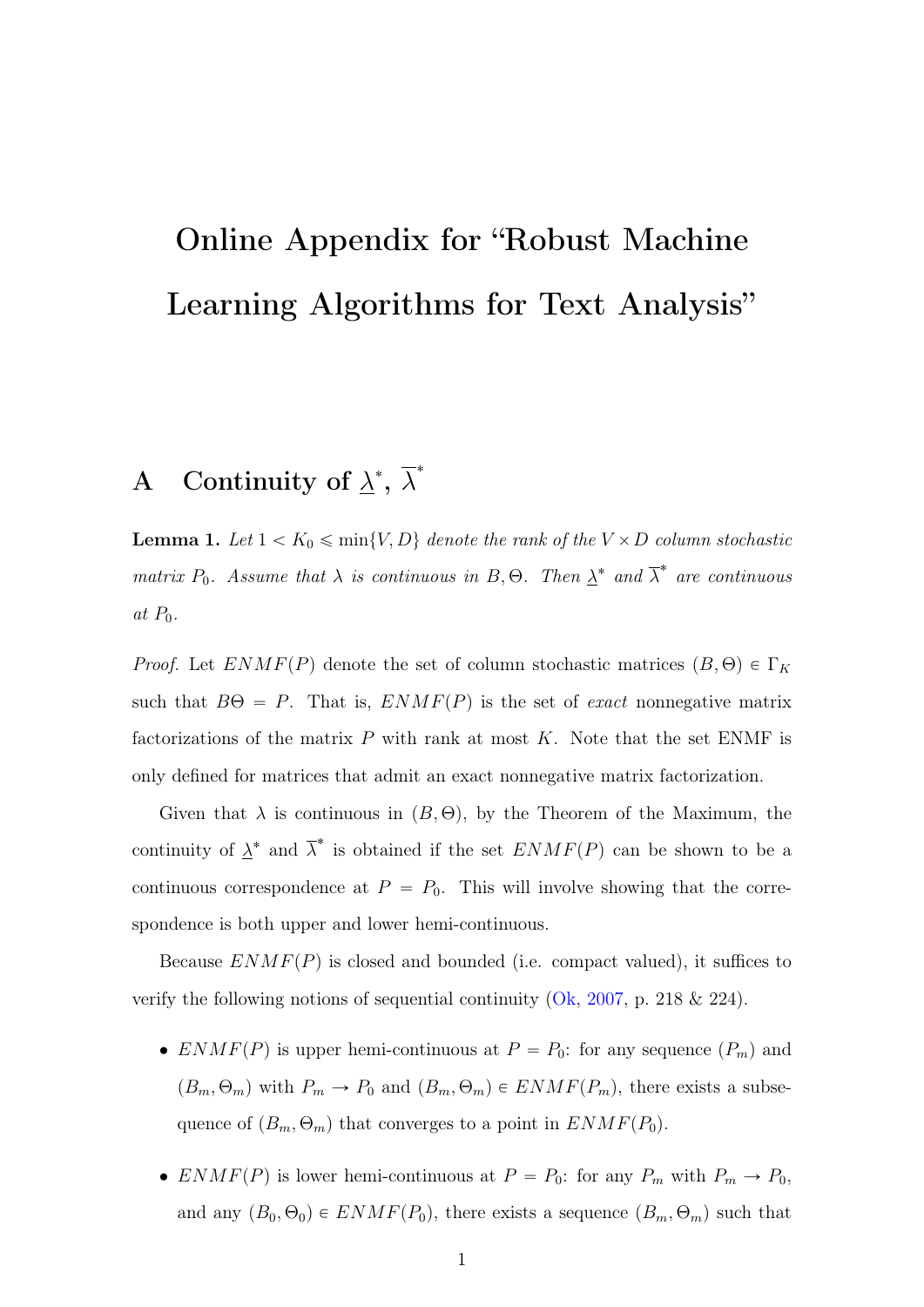# Online Appendix for "Robust Machine Learning Algorithms for Text Analysis"

## A Continuity of $\underline{\lambda}^*$, $\overline{\lambda}^*$

**Lemma 1.** *Let $1 < K_0 \leqslant \min\{V, D\}$ denote the rank of the $V \times D$ column stochastic matrix $P_0$. Assume that $\lambda$ is continuous in $B, \Theta$. Then $\underline{\lambda}^*$ and $\overline{\lambda}^*$ are continuous at $P_0$.*

*Proof.* Let $ENMF(P)$ denote the set of column stochastic matrices $(B, \Theta) \in \Gamma_K$ such that $B\Theta = P$. That is, $ENMF(P)$ is the set of *exact* nonnegative matrix factorizations of the matrix $P$ with rank at most $K$. Note that the set ENMF is only defined for matrices that admit an exact nonnegative matrix factorization.

Given that $\lambda$ is continuous in $(B, \Theta)$, by the Theorem of the Maximum, the continuity of $\underline{\lambda}^*$ and $\overline{\lambda}^*$ is obtained if the set $ENMF(P)$ can be shown to be a continuous correspondence at $P = P_0$. This will involve showing that the correspondence is both upper and lower hemi-continuous.

Because $ENMF(P)$ is closed and bounded (i.e. compact valued), it suffices to verify the following notions of sequential continuity (Ok, 2007, p. 218 & 224).

- $ENMF(P)$ is upper hemi-continuous at $P = P_0$: for any sequence $(P_m)$ and $(B_m, \Theta_m)$ with $P_m \to P_0$ and $(B_m, \Theta_m) \in ENMF(P_m)$, there exists a subsequence of $(B_m, \Theta_m)$ that converges to a point in $ENMF(P_0)$.
- $ENMF(P)$ is lower hemi-continuous at $P = P_0$: for any $P_m$ with $P_m \to P_0$, and any $(B_0, \Theta_0) \in ENMF(P_0)$, there exists a sequence $(B_m, \Theta_m)$ such that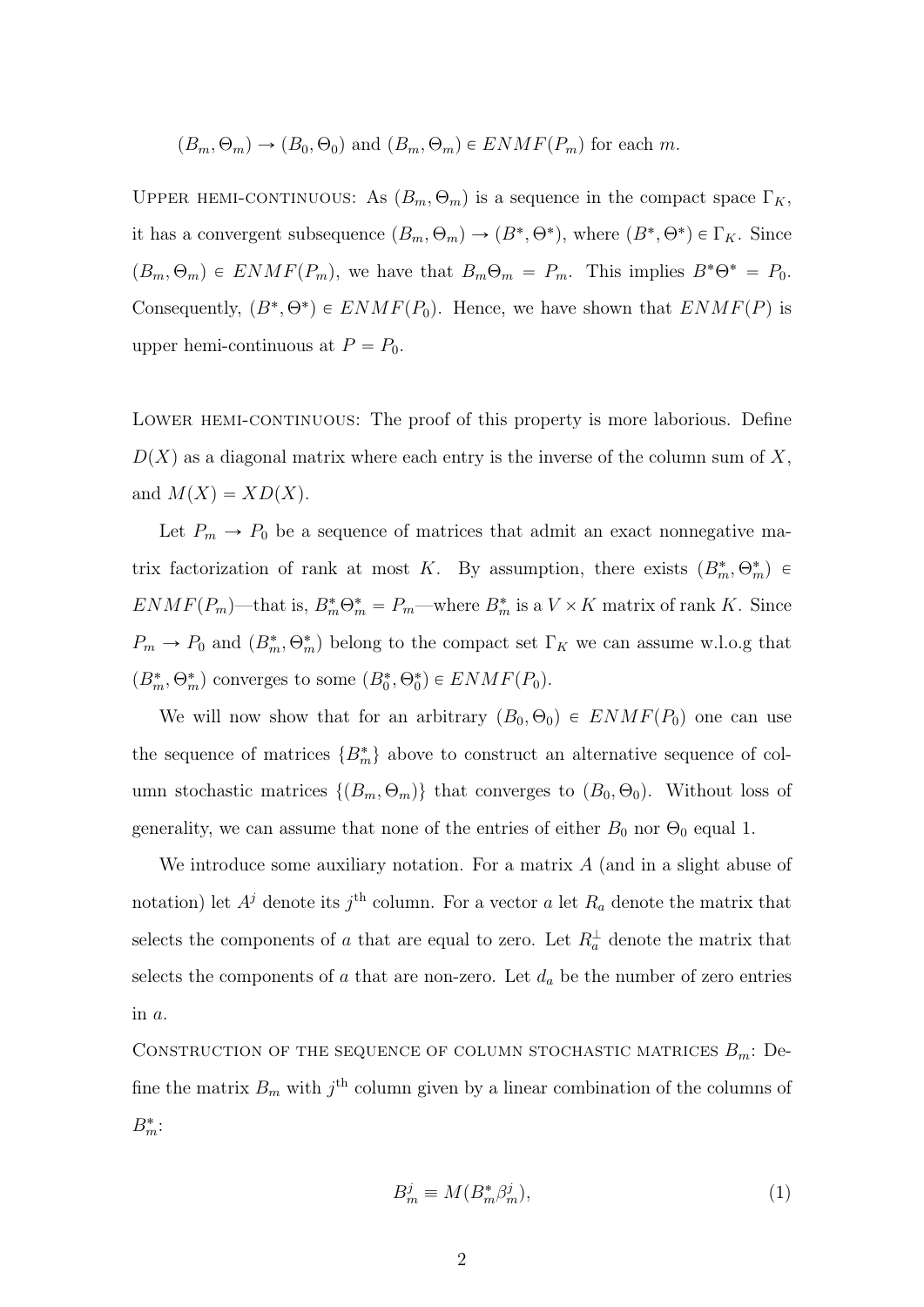$(B_m, \Theta_m) \to (B_0, \Theta_0)$ and $(B_m, \Theta_m) \in ENMF(P_m)$ for each $m$.

Upper hemi-continuous: As $(B_m, \Theta_m)$ is a sequence in the compact space $\Gamma_K$, it has a convergent subsequence $(B_m, \Theta_m) \to (B^*, \Theta^*)$, where $(B^*, \Theta^*) \in \Gamma_K$. Since $(B_m, \Theta_m) \in ENMF(P_m)$, we have that $B_m \Theta_m = P_m$. This implies $B^* \Theta^* = P_0$. Consequently, $(B^*, \Theta^*) \in ENMF(P_0)$. Hence, we have shown that $ENMF(P)$ is upper hemi-continuous at $P = P_0$.

Lower hemi-continuous: The proof of this property is more laborious. Define $D(X)$ as a diagonal matrix where each entry is the inverse of the column sum of $X$, and $M(X) = XD(X)$.

Let $P_m \to P_0$ be a sequence of matrices that admit an exact nonnegative matrix factorization of rank at most $K$. By assumption, there exists $(B_m^*, \Theta_m^*) \in ENMF(P_m)$—that is, $B_m^* \Theta_m^* = P_m$—where $B_m^*$ is a $V \times K$ matrix of rank $K$. Since $P_m \to P_0$ and $(B_m^*, \Theta_m^*)$ belong to the compact set $\Gamma_K$ we can assume w.l.o.g that $(B_m^*, \Theta_m^*)$ converges to some $(B_0^*, \Theta_0^*) \in ENMF(P_0)$.

We will now show that for an arbitrary $(B_0, \Theta_0) \in ENMF(P_0)$ one can use the sequence of matrices $\{B_m^*\}$ above to construct an alternative sequence of column stochastic matrices $\{(B_m, \Theta_m)\}$ that converges to $(B_0, \Theta_0)$. Without loss of generality, we can assume that none of the entries of either $B_0$ nor $\Theta_0$ equal 1.

We introduce some auxiliary notation. For a matrix $A$ (and in a slight abuse of notation) let $A^j$ denote its $j^{\text{th}}$ column. For a vector $a$ let $R_a$ denote the matrix that selects the components of $a$ that are equal to zero. Let $R_a^{\perp}$ denote the matrix that selects the components of $a$ that are non-zero. Let $d_a$ be the number of zero entries in $a$.

Construction of the sequence of column stochastic matrices $B_m$: Define the matrix $B_m$ with $j^{\text{th}}$ column given by a linear combination of the columns of $B_m^*$:

$$B_m^j \equiv M(B_m^* \beta_m^j), \tag{1}$$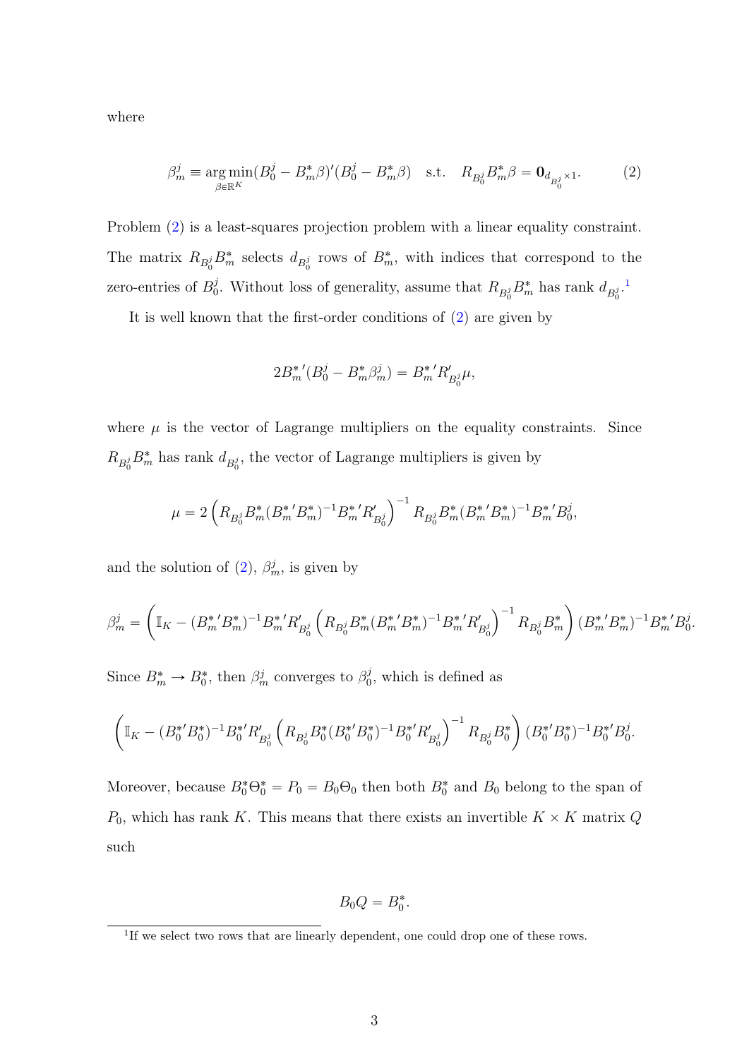where

$$\beta_m^j \equiv \underset{\beta \in \mathbb{R}^K}{\arg\min} (B_0^j - B_m^* \beta)'(B_0^j - B_m^* \beta) \quad \text{s.t.} \quad R_{B_0^j} B_m^* \beta = \mathbf{0}_{d_{B_0^j} \times 1}. \tag{2}$$

Problem (2) is a least-squares projection problem with a linear equality constraint. The matrix $R_{B_0^j} B_m^*$ selects $d_{B_0^j}$ rows of $B_m^*$, with indices that correspond to the zero-entries of $B_0^j$. Without loss of generality, assume that $R_{B_0^j} B_m^*$ has rank $d_{B_0^j}$.[1]

It is well known that the first-order conditions of (2) are given by

$$2B_m^{*\prime}(B_0^j - B_m^* \beta_m^j) = B_m^{*\prime} R_{B_0^j}' \mu,$$

where $\mu$ is the vector of Lagrange multipliers on the equality constraints. Since $R_{B_0^j} B_m^*$ has rank $d_{B_0^j}$, the vector of Lagrange multipliers is given by

$$\mu = 2 \left( R_{B_0^j} B_m^* (B_m^{*\prime} B_m^*)^{-1} B_m^{*\prime} R_{B_0^j}' \right)^{-1} R_{B_0^j} B_m^* (B_m^{*\prime} B_m^*)^{-1} B_m^{*\prime} B_0^j,$$

and the solution of (2), $\beta_m^j$, is given by

$$\beta_m^j = \left( \mathbb{I}_K - (B_m^{*\prime} B_m^*)^{-1} B_m^{*\prime} R_{B_0^j}' \left( R_{B_0^j} B_m^* (B_m^{*\prime} B_m^*)^{-1} B_m^{*\prime} R_{B_0^j}' \right)^{-1} R_{B_0^j} B_m^* \right) (B_m^{*\prime} B_m^*)^{-1} B_m^{*\prime} B_0^j.$$

Since $B_m^* \to B_0^*$, then $\beta_m^j$ converges to $\beta_0^j$, which is defined as

$$\left( \mathbb{I}_K - (B_0^{*\prime} B_0^*)^{-1} B_0^{*\prime} R_{B_0^j}' \left( R_{B_0^j} B_0^* (B_0^{*\prime} B_0^*)^{-1} B_0^{*\prime} R_{B_0^j}' \right)^{-1} R_{B_0^j} B_0^* \right) (B_0^{*\prime} B_0^*)^{-1} B_0^{*\prime} B_0^j.$$

Moreover, because $B_0^* \Theta_0^* = P_0 = B_0 \Theta_0$ then both $B_0^*$ and $B_0$ belong to the span of $P_0$, which has rank $K$. This means that there exists an invertible $K \times K$ matrix $Q$ such

$$B_0 Q = B_0^*.$$

[1] If we select two rows that are linearly dependent, one could drop one of these rows.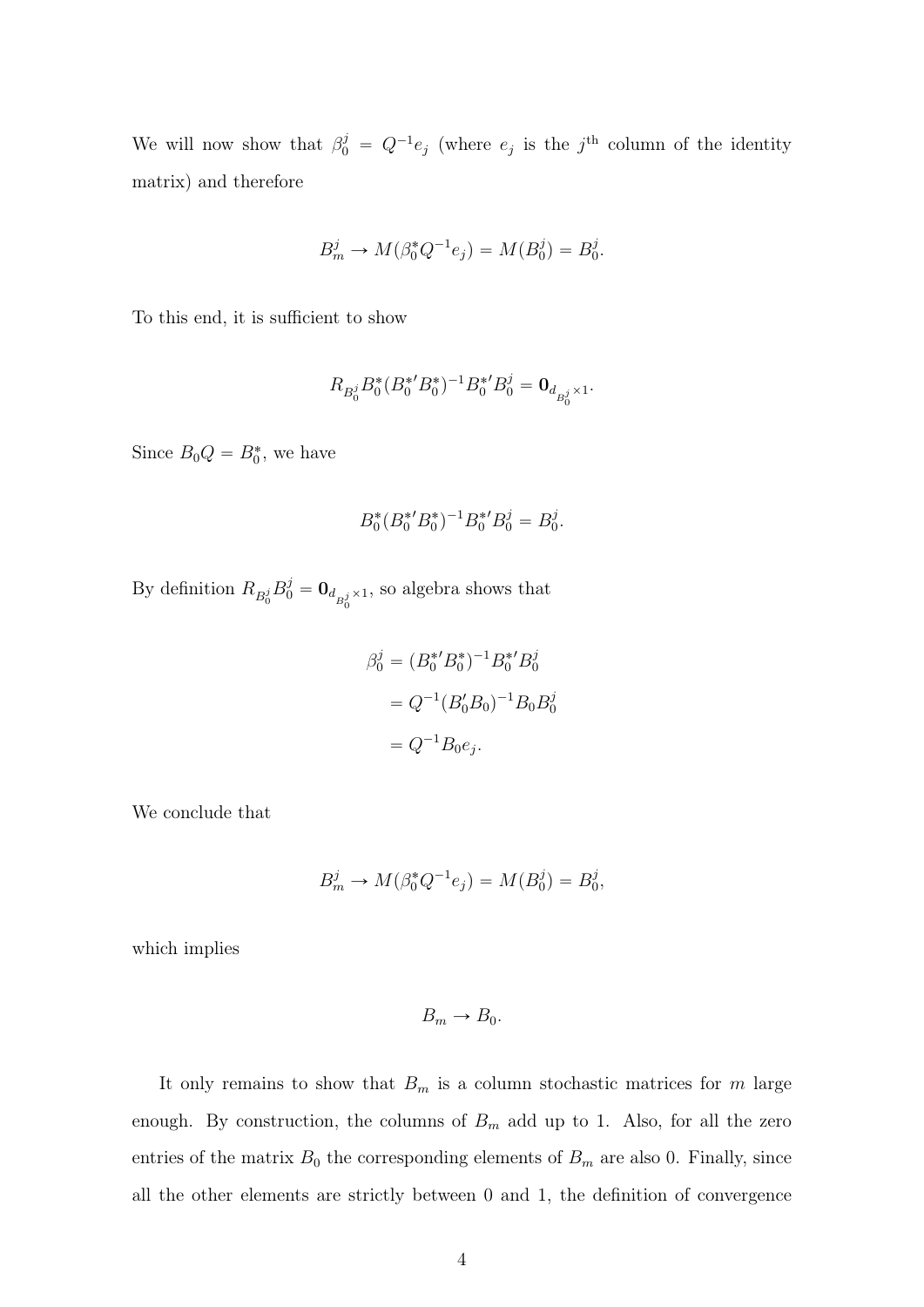We will now show that $\beta_0^j = Q^{-1}e_j$ (where $e_j$ is the $j^{\text{th}}$ column of the identity matrix) and therefore

$$B_m^j \to M(\beta_0^* Q^{-1} e_j) = M(B_0^j) = B_0^j.$$

To this end, it is sufficient to show

$$R_{B_0^j} B_0^* (B_0^{*\prime} B_0^*)^{-1} B_0^{*\prime} B_0^j = \mathbf{0}_{d_{B_0^j} \times 1}.$$

Since $B_0 Q = B_0^*$, we have

$$B_0^* (B_0^{*\prime} B_0^*)^{-1} B_0^{*\prime} B_0^j = B_0^j.$$

By definition $R_{B_0^j} B_0^j = \mathbf{0}_{d_{B_0^j} \times 1}$, so algebra shows that

$$\begin{aligned}
\beta_0^j &= (B_0^{*\prime} B_0^*)^{-1} B_0^{*\prime} B_0^j \\
&= Q^{-1} (B_0^{\prime} B_0)^{-1} B_0 B_0^j \\
&= Q^{-1} B_0 e_j.
\end{aligned}$$

We conclude that

$$B_m^j \to M(\beta_0^* Q^{-1} e_j) = M(B_0^j) = B_0^j,$$

which implies

$$B_m \to B_0.$$

It only remains to show that $B_m$ is a column stochastic matrices for $m$ large enough. By construction, the columns of $B_m$ add up to 1. Also, for all the zero entries of the matrix $B_0$ the corresponding elements of $B_m$ are also 0. Finally, since all the other elements are strictly between 0 and 1, the definition of convergence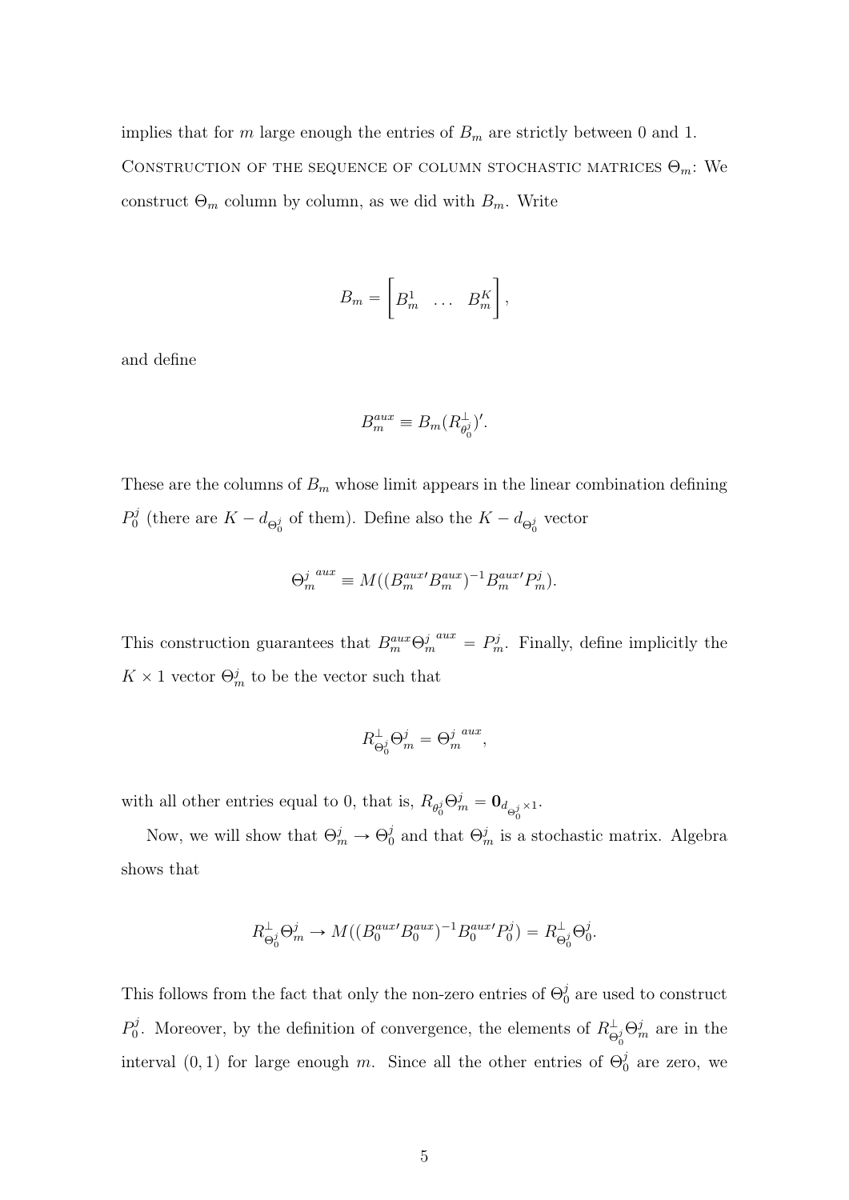implies that for $m$ large enough the entries of $B_m$ are strictly between 0 and 1.

Construction of the sequence of column stochastic matrices $\Theta_m$: We construct $\Theta_m$ column by column, as we did with $B_m$. Write

$$B_m = \begin{bmatrix} B_m^1 & \dots & B_m^K \end{bmatrix},$$

and define

$$B_m^{aux} \equiv B_m (R^{\perp}_{\theta_0^j})'.$$

These are the columns of $B_m$ whose limit appears in the linear combination defining $P_0^j$ (there are $K - d_{\Theta_0^j}$ of them). Define also the $K - d_{\Theta_0^j}$ vector

$$\Theta_m^{j\ aux} \equiv M((B_m^{aux\prime} B_m^{aux})^{-1} B_m^{aux\prime} P_m^j).$$

This construction guarantees that $B_m^{aux} \Theta_m^{j\ aux} = P_m^j$. Finally, define implicitly the $K \times 1$ vector $\Theta_m^j$ to be the vector such that

$$R^{\perp}_{\Theta_0^j} \Theta_m^j = \Theta_m^{j\ aux},$$

with all other entries equal to 0, that is, $R_{\theta_0^j} \Theta_m^j = \mathbf{0}_{d_{\Theta_0^j} \times 1}$.

Now, we will show that $\Theta_m^j \to \Theta_0^j$ and that $\Theta_m^j$ is a stochastic matrix. Algebra shows that

$$R^{\perp}_{\Theta_0^j} \Theta_m^j \to M((B_0^{aux\prime} B_0^{aux})^{-1} B_0^{aux\prime} P_0^j) = R^{\perp}_{\Theta_0^j} \Theta_0^j.$$

This follows from the fact that only the non-zero entries of $\Theta_0^j$ are used to construct $P_0^j$. Moreover, by the definition of convergence, the elements of $R^{\perp}_{\Theta_0^j} \Theta_m^j$ are in the interval $(0, 1)$ for large enough $m$. Since all the other entries of $\Theta_0^j$ are zero, we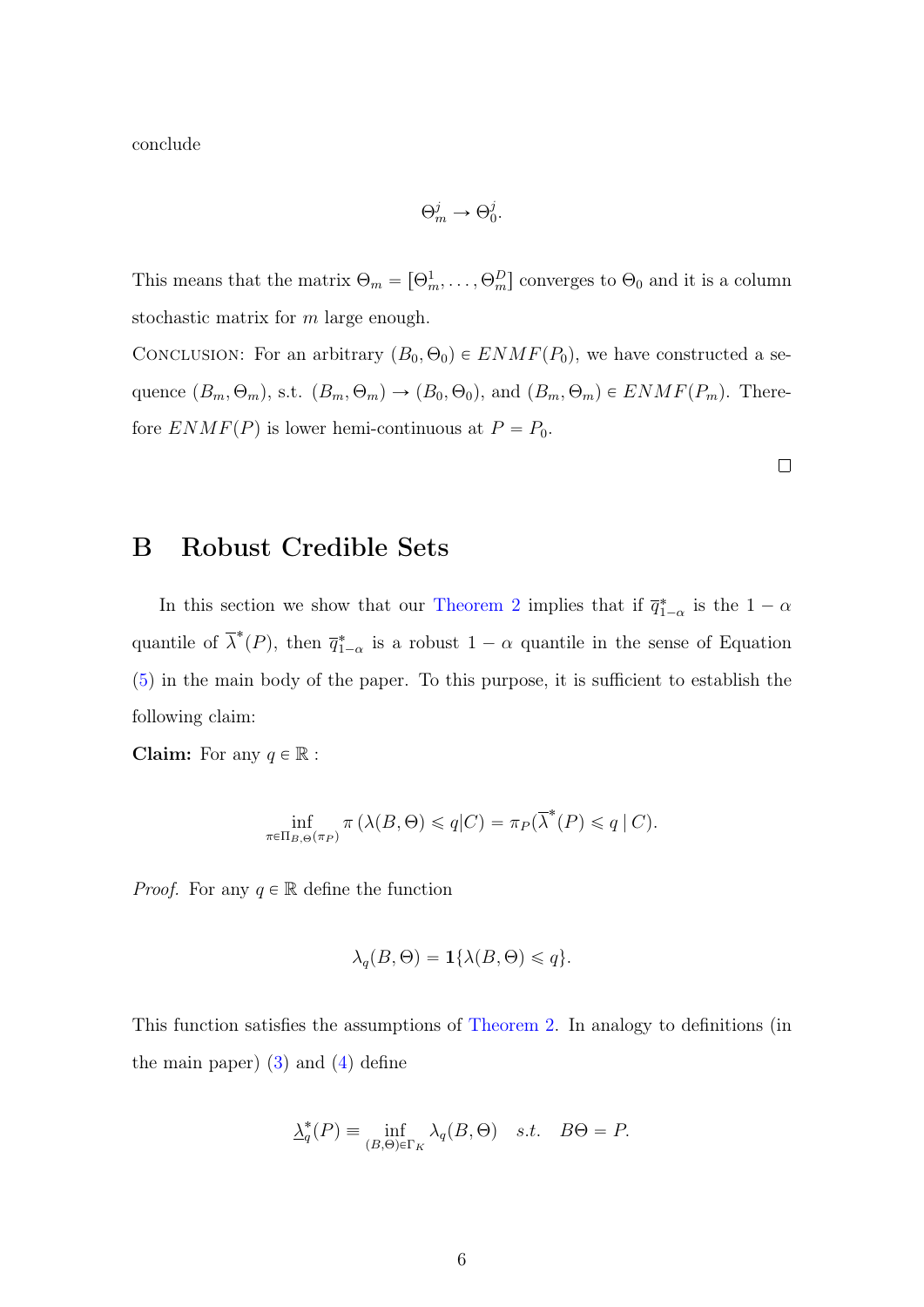conclude

$$\Theta_m^j \to \Theta_0^j.$$

This means that the matrix $\Theta_m = [\Theta_m^1, \ldots, \Theta_m^D]$ converges to $\Theta_0$ and it is a column stochastic matrix for $m$ large enough.

Conclusion: For an arbitrary $(B_0, \Theta_0) \in ENMF(P_0)$, we have constructed a sequence $(B_m, \Theta_m)$, s.t. $(B_m, \Theta_m) \to (B_0, \Theta_0)$, and $(B_m, \Theta_m) \in ENMF(P_m)$. Therefore $ENMF(P)$ is lower hemi-continuous at $P = P_0$.

□

# B Robust Credible Sets

In this section we show that our Theorem 2 implies that if $\overline{q}^*_{1-\alpha}$ is the $1-\alpha$ quantile of $\overline{\lambda}^*(P)$, then $\overline{q}^*_{1-\alpha}$ is a robust $1-\alpha$ quantile in the sense of Equation (5) in the main body of the paper. To this purpose, it is sufficient to establish the following claim:

**Claim:** For any $q \in \mathbb{R}$ :

$$\inf_{\pi \in \Pi_{B,\Theta}(\pi_P)} \pi\left(\lambda(B, \Theta) \leqslant q | C\right) = \pi_P(\overline{\lambda}^*(P) \leqslant q \mid C).$$

*Proof.* For any $q \in \mathbb{R}$ define the function

$$\lambda_q(B, \Theta) = \mathbf{1}\{\lambda(B, \Theta) \leqslant q\}.$$

This function satisfies the assumptions of Theorem 2. In analogy to definitions (in the main paper) (3) and (4) define

$$\underline{\lambda}^*_q(P) \equiv \inf_{(B,\Theta) \in \Gamma_K} \lambda_q(B, \Theta) \quad s.t. \quad B\Theta = P.$$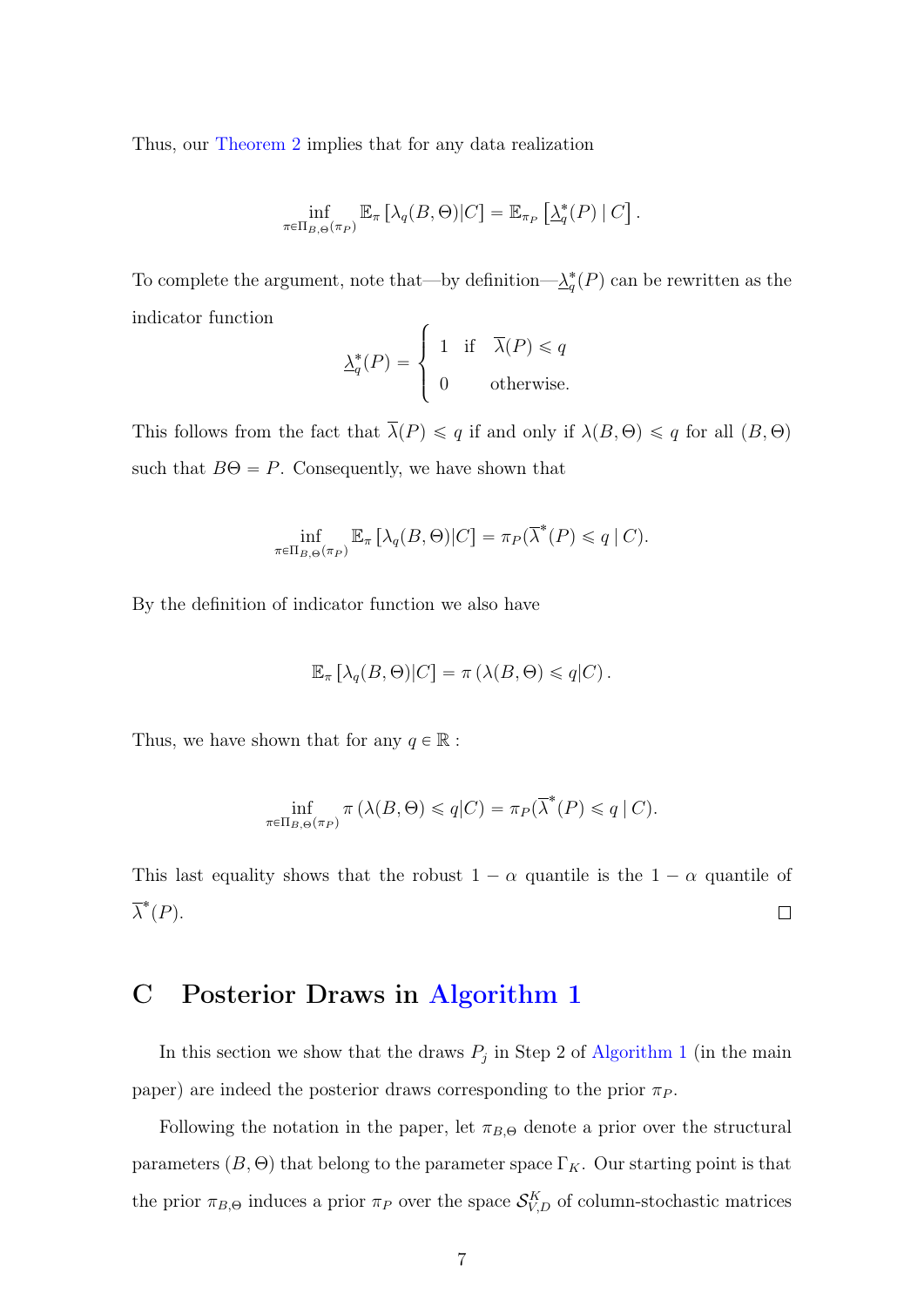Thus, our Theorem 2 implies that for any data realization

$$\inf_{\pi \in \Pi_{B,\Theta}(\pi_P)} \mathbb{E}_{\pi}\left[\lambda_q(B,\Theta)|C\right] = \mathbb{E}_{\pi_P}\left[\underline{\lambda}_q^*(P) \mid C\right].$$

To complete the argument, note that—by definition—$\underline{\lambda}_q^*(P)$ can be rewritten as the indicator function

$$\underline{\lambda}_q^*(P) = \begin{cases} 1 & \text{if} \quad \overline{\lambda}(P) \leqslant q \\ 0 & \text{otherwise.} \end{cases}$$

This follows from the fact that $\overline{\lambda}(P) \leqslant q$ if and only if $\lambda(B,\Theta) \leqslant q$ for all $(B,\Theta)$ such that $B\Theta = P$. Consequently, we have shown that

$$\inf_{\pi \in \Pi_{B,\Theta}(\pi_P)} \mathbb{E}_{\pi}\left[\lambda_q(B,\Theta)|C\right] = \pi_P(\overline{\lambda}^*(P) \leqslant q \mid C).$$

By the definition of indicator function we also have

$$\mathbb{E}_{\pi}\left[\lambda_q(B,\Theta)|C\right] = \pi\left(\lambda(B,\Theta) \leqslant q|C\right).$$

Thus, we have shown that for any $q \in \mathbb{R}$ :

$$\inf_{\pi \in \Pi_{B,\Theta}(\pi_P)} \pi\left(\lambda(B,\Theta) \leqslant q|C\right) = \pi_P(\overline{\lambda}^*(P) \leqslant q \mid C).$$

This last equality shows that the robust $1-\alpha$ quantile is the $1-\alpha$ quantile of $\overline{\lambda}^*(P)$. $\square$

# C Posterior Draws in Algorithm 1

In this section we show that the draws $P_j$ in Step 2 of Algorithm 1 (in the main paper) are indeed the posterior draws corresponding to the prior $\pi_P$.

Following the notation in the paper, let $\pi_{B,\Theta}$ denote a prior over the structural parameters $(B,\Theta)$ that belong to the parameter space $\Gamma_K$. Our starting point is that the prior $\pi_{B,\Theta}$ induces a prior $\pi_P$ over the space $\mathcal{S}_{V,D}^K$ of column-stochastic matrices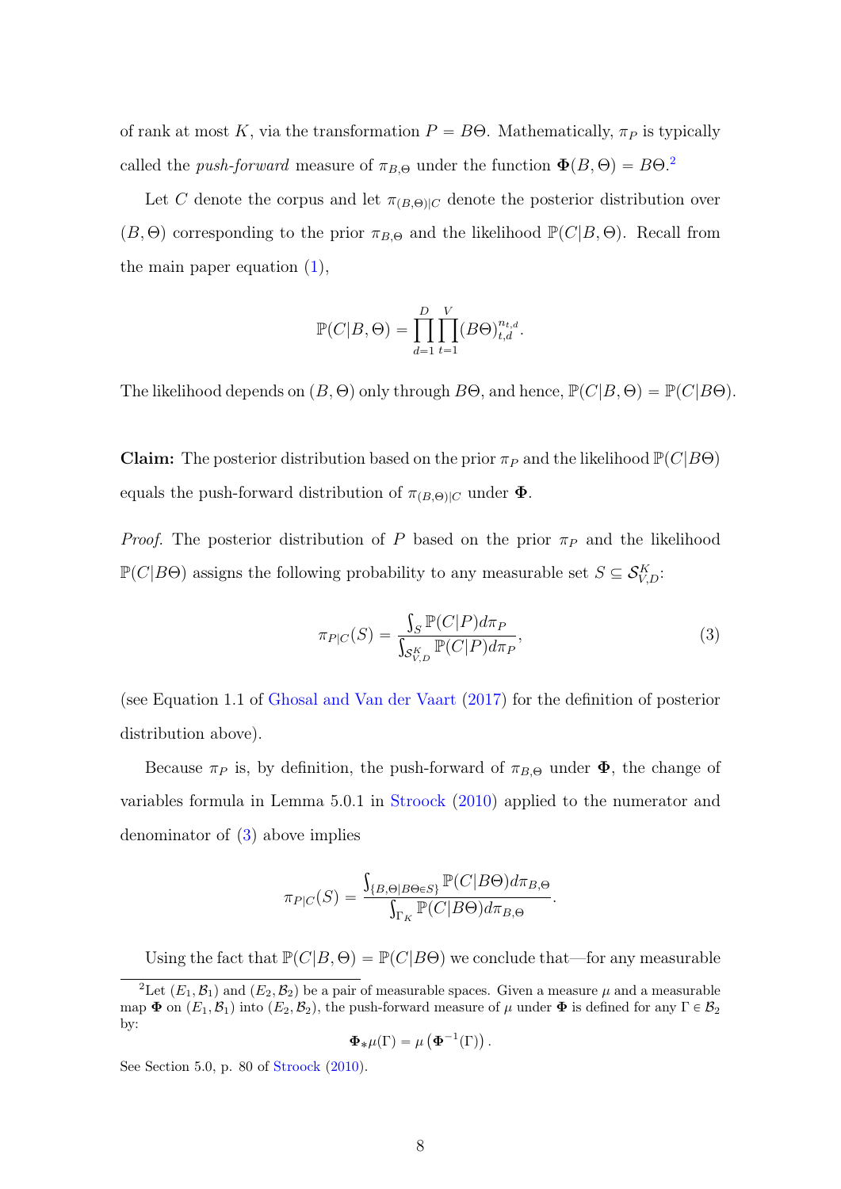of rank at most $K$, via the transformation $P = B\Theta$. Mathematically, $\pi_P$ is typically called the *push-forward* measure of $\pi_{B,\Theta}$ under the function $\mathbf{\Phi}(B, \Theta) = B\Theta$.[2]

Let $C$ denote the corpus and let $\pi_{(B,\Theta)|C}$ denote the posterior distribution over $(B, \Theta)$ corresponding to the prior $\pi_{B,\Theta}$ and the likelihood $\mathbb{P}(C|B, \Theta)$. Recall from the main paper equation (1),

$$\mathbb{P}(C|B, \Theta) = \prod_{d=1}^{D} \prod_{t=1}^{V} (B\Theta)_{t,d}^{n_{t,d}}.$$

The likelihood depends on $(B, \Theta)$ only through $B\Theta$, and hence, $\mathbb{P}(C|B, \Theta) = \mathbb{P}(C|B\Theta)$.

**Claim:** The posterior distribution based on the prior $\pi_P$ and the likelihood $\mathbb{P}(C|B\Theta)$ equals the push-forward distribution of $\pi_{(B,\Theta)|C}$ under $\mathbf{\Phi}$.

*Proof.* The posterior distribution of $P$ based on the prior $\pi_P$ and the likelihood $\mathbb{P}(C|B\Theta)$ assigns the following probability to any measurable set $S \subseteq \mathcal{S}_{V,D}^{K}$:

$$\pi_{P|C}(S) = \frac{\int_S \mathbb{P}(C|P) d\pi_P}{\int_{\mathcal{S}_{V,D}^{K}} \mathbb{P}(C|P) d\pi_P}, \tag{3}$$

(see Equation 1.1 of Ghosal and Van der Vaart (2017) for the definition of posterior distribution above).

Because $\pi_P$ is, by definition, the push-forward of $\pi_{B,\Theta}$ under $\mathbf{\Phi}$, the change of variables formula in Lemma 5.0.1 in Stroock (2010) applied to the numerator and denominator of (3) above implies

$$\pi_{P|C}(S) = \frac{\int_{\{B,\Theta | B\Theta \in S\}} \mathbb{P}(C|B\Theta) d\pi_{B,\Theta}}{\int_{\Gamma_K} \mathbb{P}(C|B\Theta) d\pi_{B,\Theta}}.$$

Using the fact that $\mathbb{P}(C|B, \Theta) = \mathbb{P}(C|B\Theta)$ we conclude that—for any measurable

[2] Let $(E_1, \mathcal{B}_1)$ and $(E_2, \mathcal{B}_2)$ be a pair of measurable spaces. Given a measure $\mu$ and a measurable map $\mathbf{\Phi}$ on $(E_1, \mathcal{B}_1)$ into $(E_2, \mathcal{B}_2)$, the push-forward measure of $\mu$ under $\mathbf{\Phi}$ is defined for any $\Gamma \in \mathcal{B}_2$ by:

$$\mathbf{\Phi}_* \mu(\Gamma) = \mu\left(\mathbf{\Phi}^{-1}(\Gamma)\right).$$

See Section 5.0, p. 80 of Stroock (2010).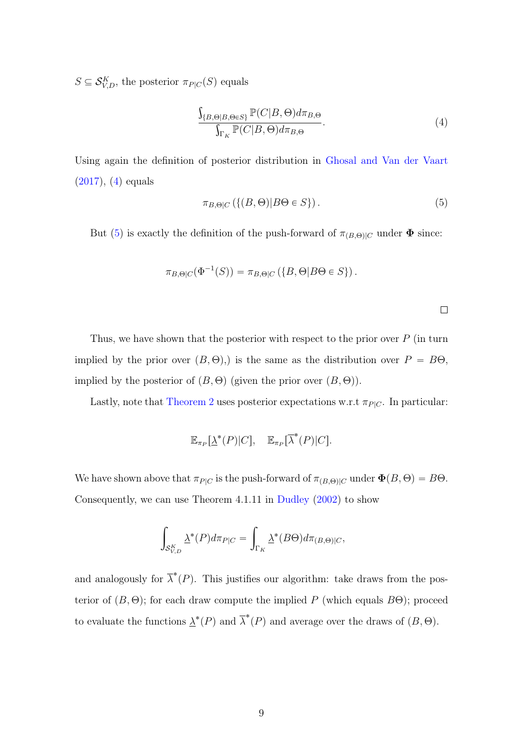$S \subseteq \mathcal{S}^K_{V,D}$, the posterior $\pi_{P|C}(S)$ equals

$$\frac{\int_{\{B,\Theta|B,\Theta \in S\}} \mathbb{P}(C|B,\Theta)d\pi_{B,\Theta}}{\int_{\Gamma_K} \mathbb{P}(C|B,\Theta)d\pi_{B,\Theta}}. \tag{4}$$

Using again the definition of posterior distribution in Ghosal and Van der Vaart (2017), (4) equals

$$\pi_{B,\Theta|C}\left(\{(B,\Theta)|B\Theta \in S\}\right). \tag{5}$$

But (5) is exactly the definition of the push-forward of $\pi_{(B,\Theta)|C}$ under $\mathbf{\Phi}$ since:

$$\pi_{B,\Theta|C}(\Phi^{-1}(S)) = \pi_{B,\Theta|C}\left(\{B,\Theta|B\Theta \in S\}\right).$$

□

Thus, we have shown that the posterior with respect to the prior over $P$ (in turn implied by the prior over $(B,\Theta)$,) is the same as the distribution over $P = B\Theta$, implied by the posterior of $(B,\Theta)$ (given the prior over $(B,\Theta)$).

Lastly, note that Theorem 2 uses posterior expectations w.r.t $\pi_{P|C}$. In particular:

$$\mathbb{E}_{\pi_P}[\underline{\lambda}^*(P)|C], \quad \mathbb{E}_{\pi_P}[\overline{\lambda}^*(P)|C].$$

We have shown above that $\pi_{P|C}$ is the push-forward of $\pi_{(B,\Theta)|C}$ under $\mathbf{\Phi}(B,\Theta) = B\Theta$. Consequently, we can use Theorem 4.1.11 in Dudley (2002) to show

$$\int_{\mathcal{S}^K_{V,D}} \underline{\lambda}^*(P)d\pi_{P|C} = \int_{\Gamma_K} \underline{\lambda}^*(B\Theta)d\pi_{(B,\Theta)|C},$$

and analogously for $\overline{\lambda}^*(P)$. This justifies our algorithm: take draws from the posterior of $(B,\Theta)$; for each draw compute the implied $P$ (which equals $B\Theta$); proceed to evaluate the functions $\underline{\lambda}^*(P)$ and $\overline{\lambda}^*(P)$ and average over the draws of $(B,\Theta)$.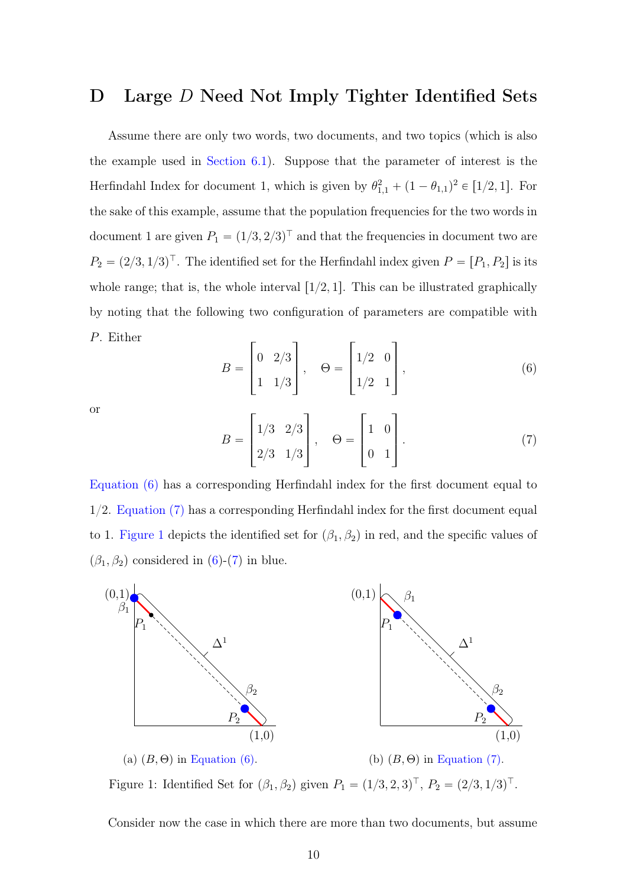## D Large $D$ Need Not Imply Tighter Identified Sets

Assume there are only two words, two documents, and two topics (which is also the example used in Section 6.1). Suppose that the parameter of interest is the Herfindahl Index for document 1, which is given by $\theta_{1,1}^2 + (1-\theta_{1,1})^2 \in [1/2, 1]$. For the sake of this example, assume that the population frequencies for the two words in document 1 are given $P_1 = (1/3, 2/3)^\top$ and that the frequencies in document two are $P_2 = (2/3, 1/3)^\top$. The identified set for the Herfindahl index given $P = [P_1, P_2]$ is its whole range; that is, the whole interval $[1/2, 1]$. This can be illustrated graphically by noting that the following two configuration of parameters are compatible with $P$. Either

$$
B = \begin{bmatrix} 0 & 2/3 \\ 1 & 1/3 \end{bmatrix}, \quad \Theta = \begin{bmatrix} 1/2 & 0 \\ 1/2 & 1 \end{bmatrix}, \tag{6}
$$

or

$$
B = \begin{bmatrix} 1/3 & 2/3 \\ 2/3 & 1/3 \end{bmatrix}, \quad \Theta = \begin{bmatrix} 1 & 0 \\ 0 & 1 \end{bmatrix}. \tag{7}
$$

Equation (6) has a corresponding Herfindahl index for the first document equal to 1/2. Equation (7) has a corresponding Herfindahl index for the first document equal to 1. Figure 1 depicts the identified set for $(\beta_1, \beta_2)$ in red, and the specific values of $(\beta_1, \beta_2)$ considered in (6)-(7) in blue.

(a) $(B, \Theta)$ in Equation (6).

(b) $(B, \Theta)$ in Equation (7).

Figure 1: Identified Set for $(\beta_1, \beta_2)$ given $P_1 = (1/3, 2, 3)^\top$, $P_2 = (2/3, 1/3)^\top$.

Consider now the case in which there are more than two documents, but assume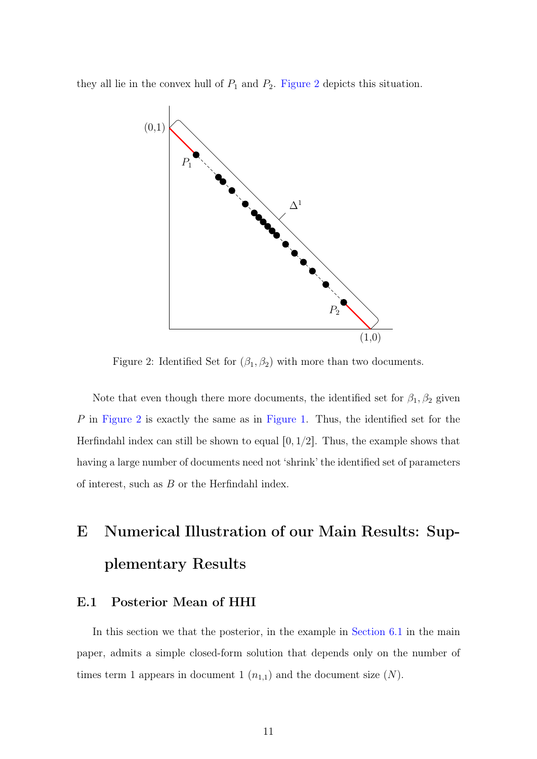they all lie in the convex hull of $P_1$ and $P_2$. Figure 2 depicts this situation.

Figure 2: Identified Set for $(\beta_1, \beta_2)$ with more than two documents.

Note that even though there more documents, the identified set for $\beta_1, \beta_2$ given $P$ in Figure 2 is exactly the same as in Figure 1. Thus, the identified set for the Herfindahl index can still be shown to equal $[0, 1/2]$. Thus, the example shows that having a large number of documents need not 'shrink' the identified set of parameters of interest, such as $B$ or the Herfindahl index.

# E Numerical Illustration of our Main Results: Supplementary Results

## E.1 Posterior Mean of HHI

In this section we that the posterior, in the example in Section 6.1 in the main paper, admits a simple closed-form solution that depends only on the number of times term 1 appears in document 1 ($n_{1,1}$) and the document size ($N$).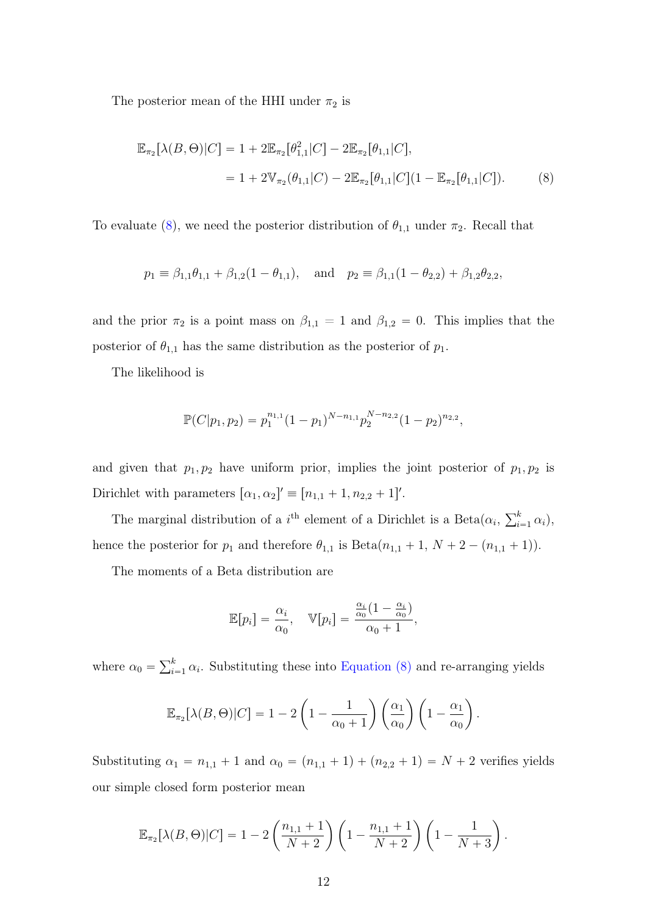The posterior mean of the HHI under $\pi_2$ is

$$
\begin{aligned}
\mathbb{E}_{\pi_2}[\lambda(B,\Theta)|C] &= 1 + 2\mathbb{E}_{\pi_2}[\theta_{1,1}^2|C] - 2\mathbb{E}_{\pi_2}[\theta_{1,1}|C], \\
&= 1 + 2\mathbb{V}_{\pi_2}(\theta_{1,1}|C) - 2\mathbb{E}_{\pi_2}[\theta_{1,1}|C](1 - \mathbb{E}_{\pi_2}[\theta_{1,1}|C]). \qquad (8)
\end{aligned}
$$

To evaluate (8), we need the posterior distribution of $\theta_{1,1}$ under $\pi_2$. Recall that

$$
p_1 \equiv \beta_{1,1}\theta_{1,1} + \beta_{1,2}(1-\theta_{1,1}), \quad \text{and} \quad p_2 \equiv \beta_{1,1}(1-\theta_{2,2}) + \beta_{1,2}\theta_{2,2},
$$

and the prior $\pi_2$ is a point mass on $\beta_{1,1} = 1$ and $\beta_{1,2} = 0$. This implies that the posterior of $\theta_{1,1}$ has the same distribution as the posterior of $p_1$.

The likelihood is

$$
\mathbb{P}(C|p_1,p_2) = p_1^{n_{1,1}}(1-p_1)^{N-n_{1,1}} p_2^{N-n_{2,2}}(1-p_2)^{n_{2,2}},
$$

and given that $p_1, p_2$ have uniform prior, implies the joint posterior of $p_1, p_2$ is Dirichlet with parameters $[\alpha_1, \alpha_2]' \equiv [n_{1,1}+1, n_{2,2}+1]'$.

The marginal distribution of a $i^{\text{th}}$ element of a Dirichlet is a Beta$(\alpha_i, \sum_{i=1}^k \alpha_i)$, hence the posterior for $p_1$ and therefore $\theta_{1,1}$ is Beta$(n_{1,1}+1,\, N+2-(n_{1,1}+1))$.

The moments of a Beta distribution are

$$
\mathbb{E}[p_i] = \frac{\alpha_i}{\alpha_0}, \quad \mathbb{V}[p_i] = \frac{\frac{\alpha_i}{\alpha_0}(1-\frac{\alpha_i}{\alpha_0})}{\alpha_0+1},
$$

where $\alpha_0 = \sum_{i=1}^k \alpha_i$. Substituting these into Equation (8) and re-arranging yields

$$
\mathbb{E}_{\pi_2}[\lambda(B,\Theta)|C] = 1 - 2\left(1 - \frac{1}{\alpha_0+1}\right)\left(\frac{\alpha_1}{\alpha_0}\right)\left(1 - \frac{\alpha_1}{\alpha_0}\right).
$$

Substituting $\alpha_1 = n_{1,1}+1$ and $\alpha_0 = (n_{1,1}+1) + (n_{2,2}+1) = N+2$ verifies yields our simple closed form posterior mean

$$
\mathbb{E}_{\pi_2}[\lambda(B,\Theta)|C] = 1 - 2\left(\frac{n_{1,1}+1}{N+2}\right)\left(1 - \frac{n_{1,1}+1}{N+2}\right)\left(1 - \frac{1}{N+3}\right).
$$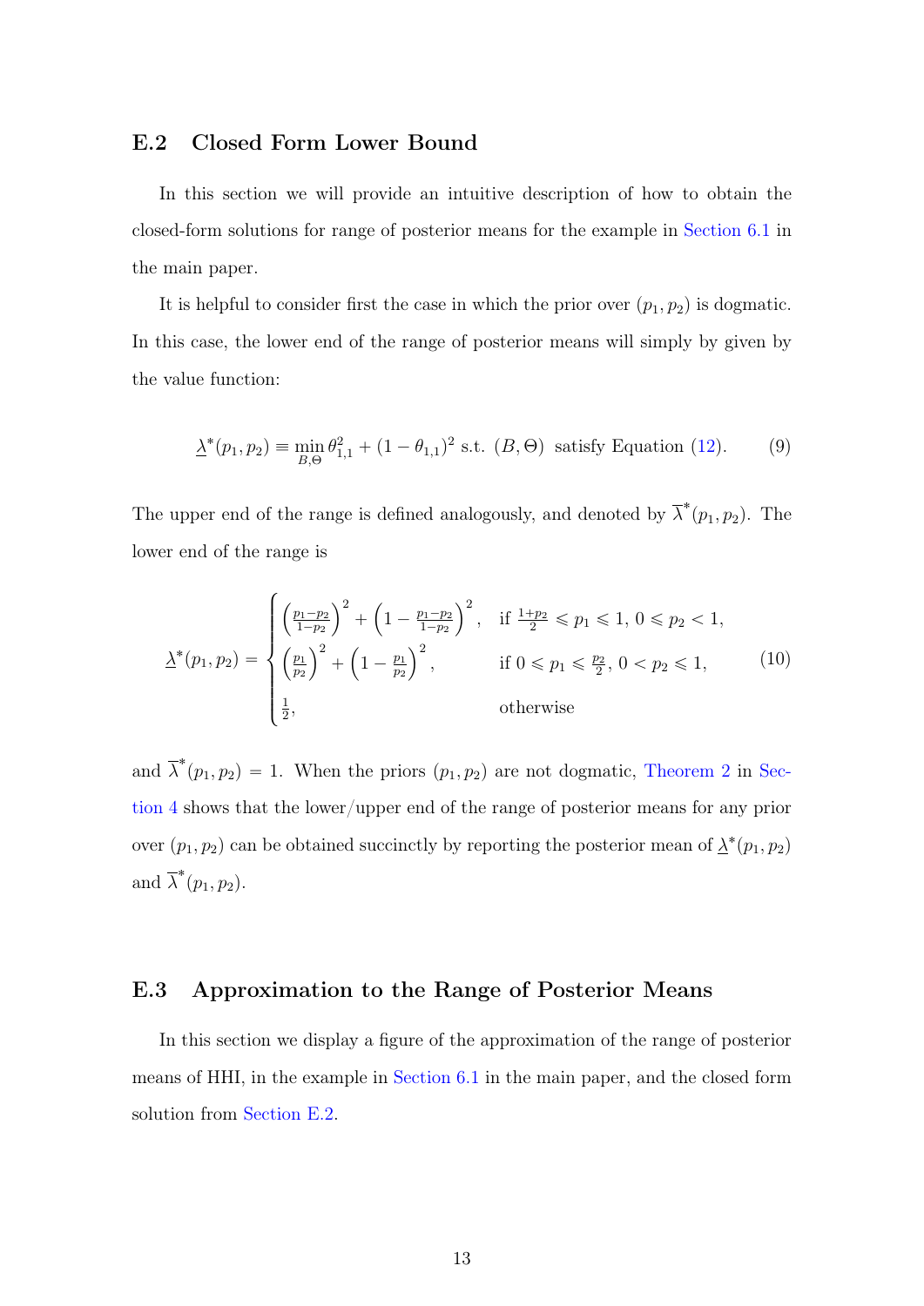## E.2 Closed Form Lower Bound

In this section we will provide an intuitive description of how to obtain the closed-form solutions for range of posterior means for the example in Section 6.1 in the main paper.

It is helpful to consider first the case in which the prior over $(p_1, p_2)$ is dogmatic. In this case, the lower end of the range of posterior means will simply by given by the value function:

$$\underline{\lambda}^*(p_1, p_2) \equiv \min_{B,\Theta} \theta_{1,1}^2 + (1 - \theta_{1,1})^2 \text{ s.t. } (B, \Theta) \text{ satisfy Equation (12).} \tag{9}$$

The upper end of the range is defined analogously, and denoted by $\overline{\lambda}^*(p_1, p_2)$. The lower end of the range is

$$\underline{\lambda}^*(p_1, p_2) = \begin{cases} \left(\frac{p_1 - p_2}{1 - p_2}\right)^2 + \left(1 - \frac{p_1 - p_2}{1 - p_2}\right)^2, & \text{if } \frac{1 + p_2}{2} \leqslant p_1 \leqslant 1,\ 0 \leqslant p_2 < 1, \\ \left(\frac{p_1}{p_2}\right)^2 + \left(1 - \frac{p_1}{p_2}\right)^2, & \text{if } 0 \leqslant p_1 \leqslant \frac{p_2}{2},\ 0 < p_2 \leqslant 1, \\ \frac{1}{2}, & \text{otherwise} \end{cases} \tag{10}$$

and $\overline{\lambda}^*(p_1, p_2) = 1$. When the priors $(p_1, p_2)$ are not dogmatic, Theorem 2 in Section 4 shows that the lower/upper end of the range of posterior means for any prior over $(p_1, p_2)$ can be obtained succinctly by reporting the posterior mean of $\underline{\lambda}^*(p_1, p_2)$ and $\overline{\lambda}^*(p_1, p_2)$.

## E.3 Approximation to the Range of Posterior Means

In this section we display a figure of the approximation of the range of posterior means of HHI, in the example in Section 6.1 in the main paper, and the closed form solution from Section E.2.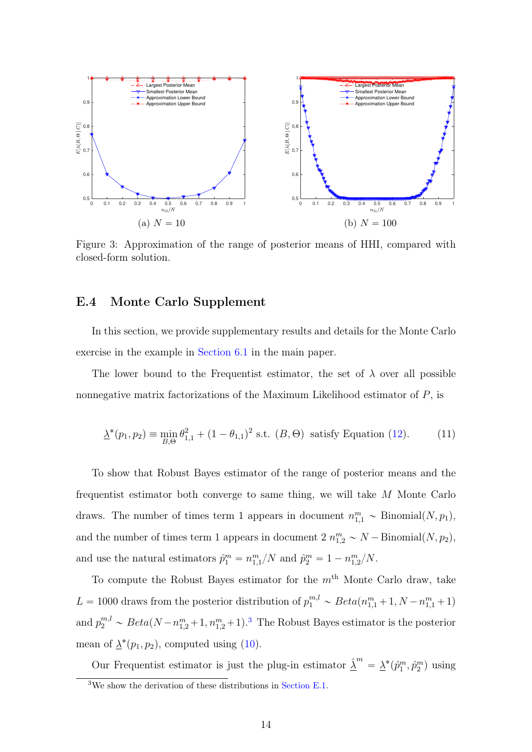(a) $N = 10$

(b) $N = 100$

Figure 3: Approximation of the range of posterior means of HHI, compared with closed-form solution.

## E.4 Monte Carlo Supplement

In this section, we provide supplementary results and details for the Monte Carlo exercise in the example in Section 6.1 in the main paper.

The lower bound to the Frequentist estimator, the set of $\lambda$ over all possible nonnegative matrix factorizations of the Maximum Likelihood estimator of $P$, is

$$\underline{\lambda}^*(p_1, p_2) \equiv \min_{B,\Theta} \theta_{1,1}^2 + (1 - \theta_{1,1})^2 \text{ s.t. } (B, \Theta) \text{ satisfy Equation (12).} \tag{11}$$

To show that Robust Bayes estimator of the range of posterior means and the frequentist estimator both converge to same thing, we will take $M$ Monte Carlo draws. The number of times term 1 appears in document $n_{1,1}^m \sim \text{Binomial}(N, p_1)$, and the number of times term 1 appears in document 2 $n_{1,2}^m \sim N - \text{Binomial}(N, p_2)$, and use the natural estimators $\hat{p}_1^m = n_{1,1}^m/N$ and $\hat{p}_2^m = 1 - n_{1,2}^m/N$.

To compute the Robust Bayes estimator for the $m^{\text{th}}$ Monte Carlo draw, take $L = 1000$ draws from the posterior distribution of $p_1^{m,l} \sim Beta(n_{1,1}^m + 1, N - n_{1,1}^m + 1)$ and $p_2^{m,l} \sim Beta(N - n_{1,2}^m + 1, n_{1,2}^m + 1)$.[3] The Robust Bayes estimator is the posterior mean of $\underline{\lambda}^*(p_1, p_2)$, computed using (10).

Our Frequentist estimator is just the plug-in estimator $\hat{\underline{\lambda}}^m = \underline{\lambda}^*(\hat{p}_1^m, \hat{p}_2^m)$ using

[3] We show the derivation of these distributions in Section E.1.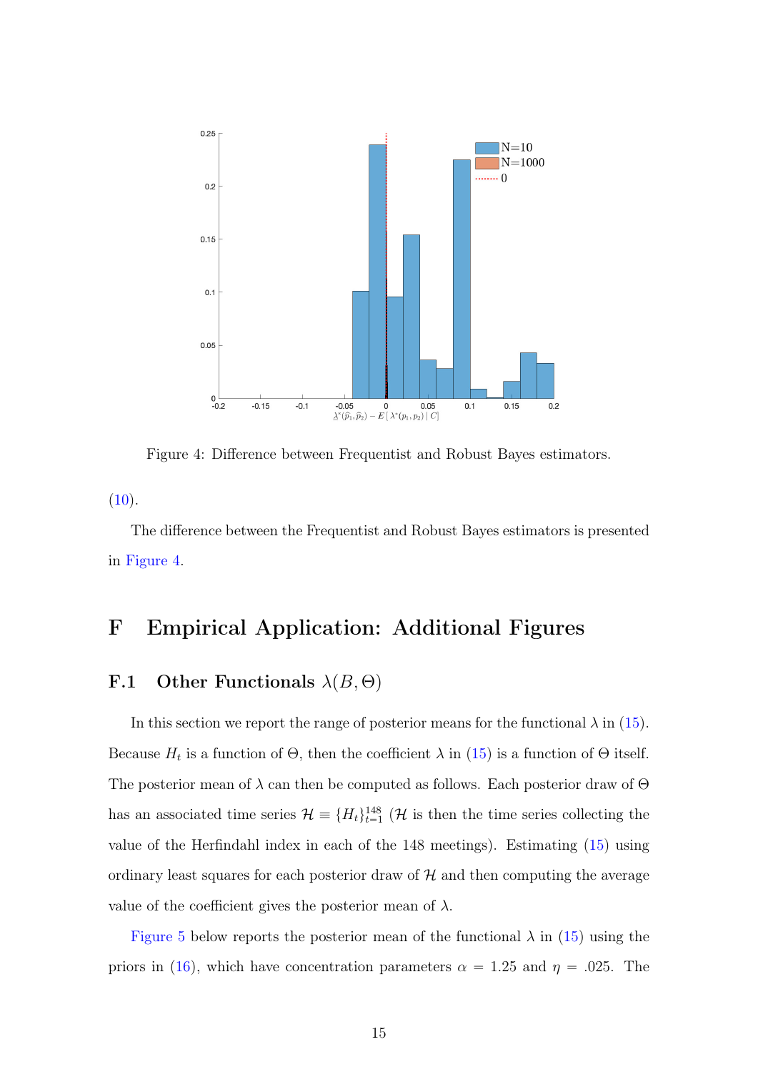Figure 4: Difference between Frequentist and Robust Bayes estimators.

(10).

The difference between the Frequentist and Robust Bayes estimators is presented in Figure 4.

# F Empirical Application: Additional Figures

## F.1 Other Functionals $\lambda(B, \Theta)$

In this section we report the range of posterior means for the functional $\lambda$ in (15). Because $H_t$ is a function of $\Theta$, then the coefficient $\lambda$ in (15) is a function of $\Theta$ itself. The posterior mean of $\lambda$ can then be computed as follows. Each posterior draw of $\Theta$ has an associated time series $\mathcal{H} \equiv \{H_t\}_{t=1}^{148}$ ($\mathcal{H}$ is then the time series collecting the value of the Herfindahl index in each of the 148 meetings). Estimating (15) using ordinary least squares for each posterior draw of $\mathcal{H}$ and then computing the average value of the coefficient gives the posterior mean of $\lambda$.

Figure 5 below reports the posterior mean of the functional $\lambda$ in (15) using the priors in (16), which have concentration parameters $\alpha = 1.25$ and $\eta = .025$. The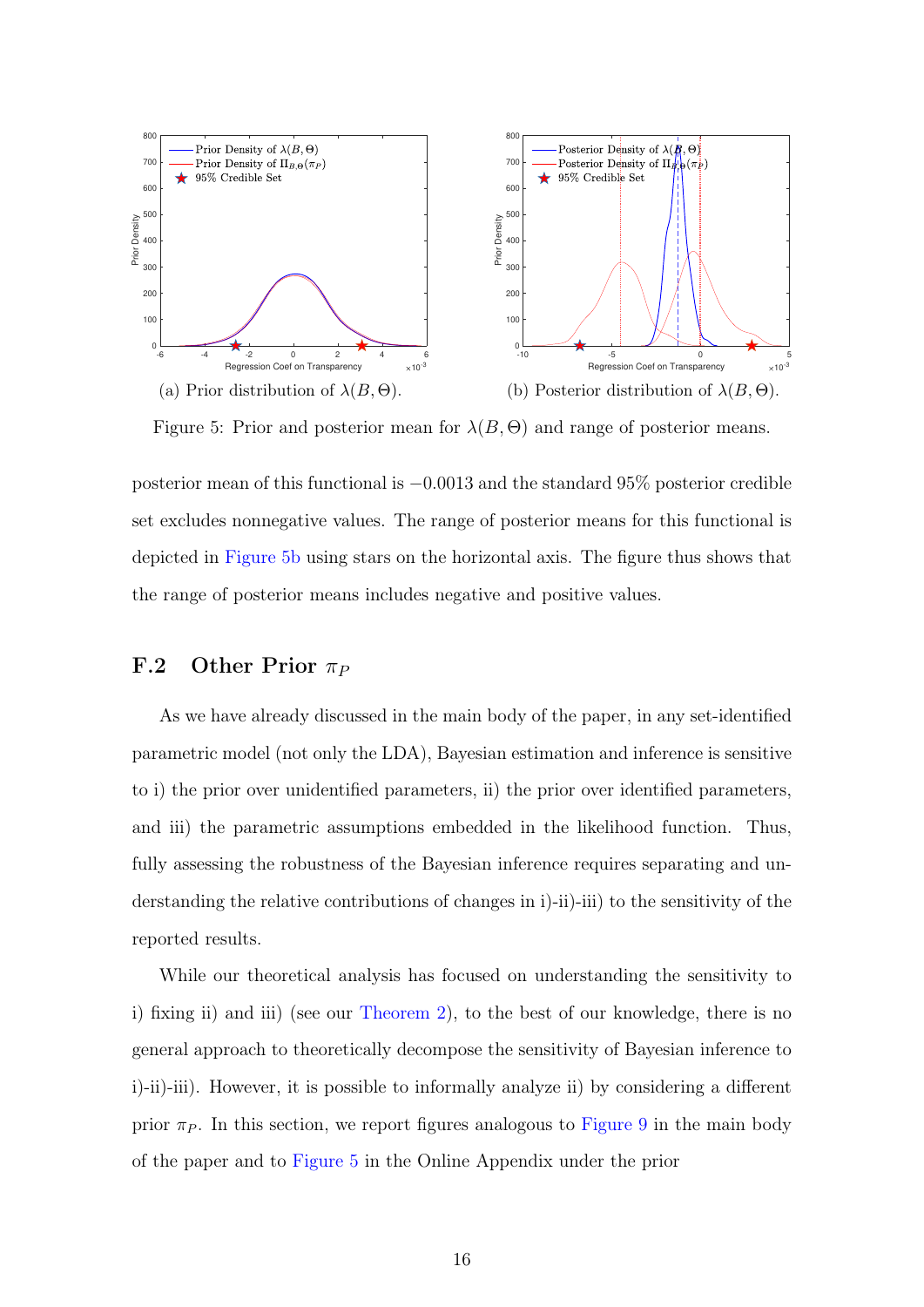(a) Prior distribution of $\lambda(B, \Theta)$.

(b) Posterior distribution of $\lambda(B, \Theta)$.

Figure 5: Prior and posterior mean for $\lambda(B, \Theta)$ and range of posterior means.

posterior mean of this functional is $-0.0013$ and the standard 95% posterior credible set excludes nonnegative values. The range of posterior means for this functional is depicted in Figure 5b using stars on the horizontal axis. The figure thus shows that the range of posterior means includes negative and positive values.

## F.2 Other Prior $\pi_P$

As we have already discussed in the main body of the paper, in any set-identified parametric model (not only the LDA), Bayesian estimation and inference is sensitive to i) the prior over unidentified parameters, ii) the prior over identified parameters, and iii) the parametric assumptions embedded in the likelihood function. Thus, fully assessing the robustness of the Bayesian inference requires separating and understanding the relative contributions of changes in i)-ii)-iii) to the sensitivity of the reported results.

While our theoretical analysis has focused on understanding the sensitivity to i) fixing ii) and iii) (see our Theorem 2), to the best of our knowledge, there is no general approach to theoretically decompose the sensitivity of Bayesian inference to i)-ii)-iii). However, it is possible to informally analyze ii) by considering a different prior $\pi_P$. In this section, we report figures analogous to Figure 9 in the main body of the paper and to Figure 5 in the Online Appendix under the prior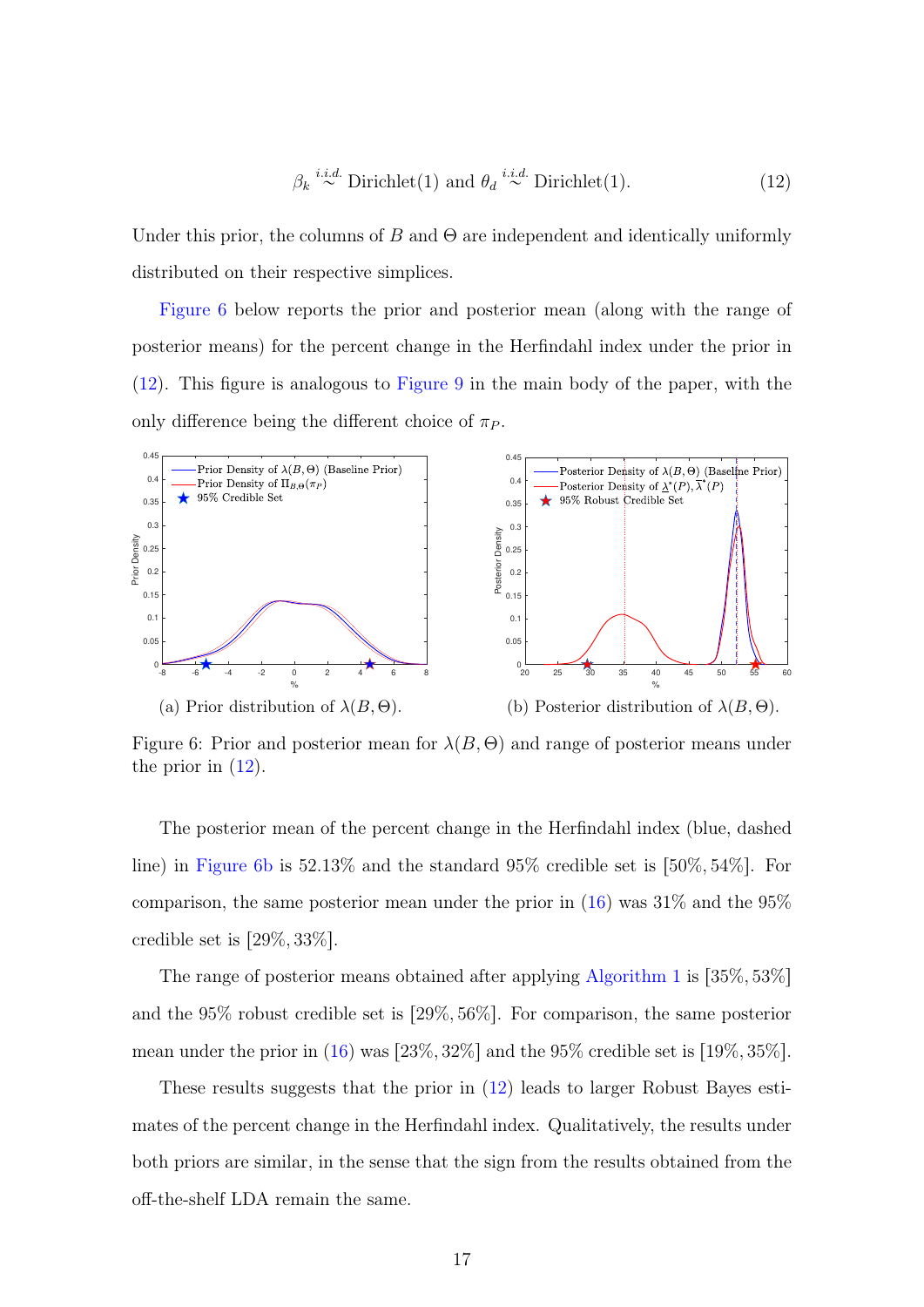$$\beta_k \overset{i.i.d.}{\sim} \text{Dirichlet}(1) \text{ and } \theta_d \overset{i.i.d.}{\sim} \text{Dirichlet}(1). \tag{12}$$

Under this prior, the columns of $B$ and $\Theta$ are independent and identically uniformly distributed on their respective simplices.

Figure 6 below reports the prior and posterior mean (along with the range of posterior means) for the percent change in the Herfindahl index under the prior in (12). This figure is analogous to Figure 9 in the main body of the paper, with the only difference being the different choice of $\pi_P$.

(a) Prior distribution of $\lambda(B, \Theta)$.

(b) Posterior distribution of $\lambda(B, \Theta)$.

Figure 6: Prior and posterior mean for $\lambda(B, \Theta)$ and range of posterior means under the prior in (12).

The posterior mean of the percent change in the Herfindahl index (blue, dashed line) in Figure 6b is 52.13% and the standard 95% credible set is $[50\%, 54\%]$. For comparison, the same posterior mean under the prior in (16) was 31% and the 95% credible set is $[29\%, 33\%]$.

The range of posterior means obtained after applying Algorithm 1 is $[35\%, 53\%]$ and the 95% robust credible set is $[29\%, 56\%]$. For comparison, the same posterior mean under the prior in (16) was $[23\%, 32\%]$ and the 95% credible set is $[19\%, 35\%]$.

These results suggests that the prior in (12) leads to larger Robust Bayes estimates of the percent change in the Herfindahl index. Qualitatively, the results under both priors are similar, in the sense that the sign from the results obtained from the off-the-shelf LDA remain the same.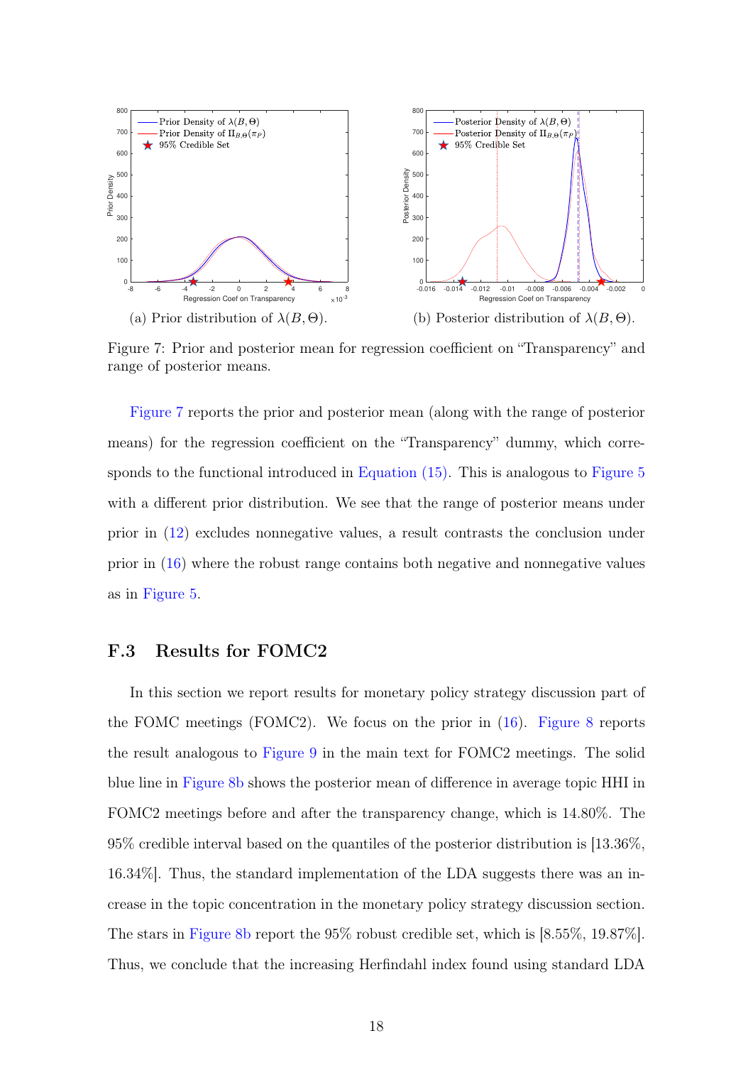(a) Prior distribution of $\lambda(B, \Theta)$.

(b) Posterior distribution of $\lambda(B, \Theta)$.

Figure 7: Prior and posterior mean for regression coefficient on "Transparency" and range of posterior means.

Figure 7 reports the prior and posterior mean (along with the range of posterior means) for the regression coefficient on the "Transparency" dummy, which corresponds to the functional introduced in Equation (15). This is analogous to Figure 5 with a different prior distribution. We see that the range of posterior means under prior in (12) excludes nonnegative values, a result contrasts the conclusion under prior in (16) where the robust range contains both negative and nonnegative values as in Figure 5.

### F.3 Results for FOMC2

In this section we report results for monetary policy strategy discussion part of the FOMC meetings (FOMC2). We focus on the prior in (16). Figure 8 reports the result analogous to Figure 9 in the main text for FOMC2 meetings. The solid blue line in Figure 8b shows the posterior mean of difference in average topic HHI in FOMC2 meetings before and after the transparency change, which is 14.80%. The 95% credible interval based on the quantiles of the posterior distribution is [13.36%, 16.34%]. Thus, the standard implementation of the LDA suggests there was an increase in the topic concentration in the monetary policy strategy discussion section. The stars in Figure 8b report the 95% robust credible set, which is [8.55%, 19.87%]. Thus, we conclude that the increasing Herfindahl index found using standard LDA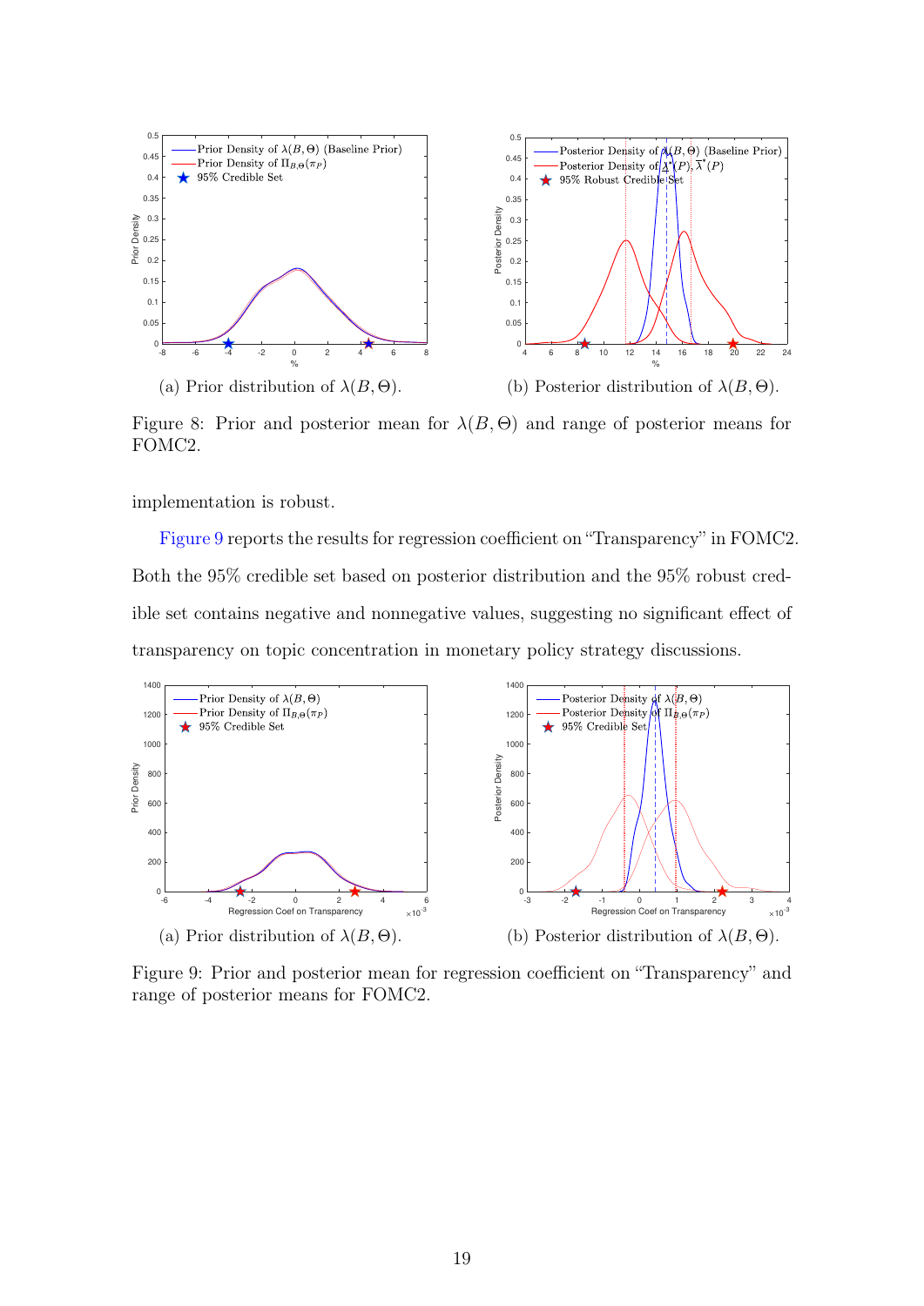(a) Prior distribution of $\lambda(B, \Theta)$.

(b) Posterior distribution of $\lambda(B, \Theta)$.

Figure 8: Prior and posterior mean for $\lambda(B, \Theta)$ and range of posterior means for FOMC2.

implementation is robust.

Figure 9 reports the results for regression coefficient on "Transparency" in FOMC2. Both the 95% credible set based on posterior distribution and the 95% robust credible set contains negative and nonnegative values, suggesting no significant effect of transparency on topic concentration in monetary policy strategy discussions.

(a) Prior distribution of $\lambda(B, \Theta)$.

(b) Posterior distribution of $\lambda(B, \Theta)$.

Figure 9: Prior and posterior mean for regression coefficient on "Transparency" and range of posterior means for FOMC2.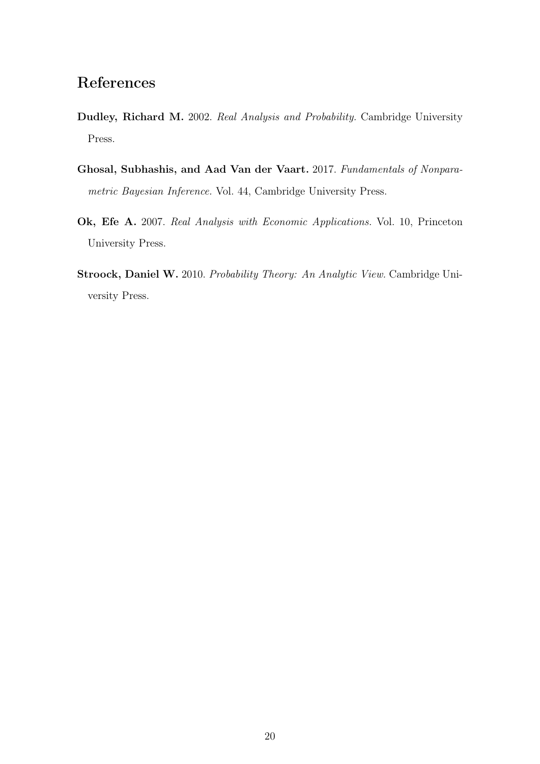## References

**Dudley, Richard M.** 2002. *Real Analysis and Probability.* Cambridge University Press.

**Ghosal, Subhashis, and Aad Van der Vaart.** 2017. *Fundamentals of Nonparametric Bayesian Inference.* Vol. 44, Cambridge University Press.

**Ok, Efe A.** 2007. *Real Analysis with Economic Applications.* Vol. 10, Princeton University Press.

**Stroock, Daniel W.** 2010. *Probability Theory: An Analytic View.* Cambridge University Press.